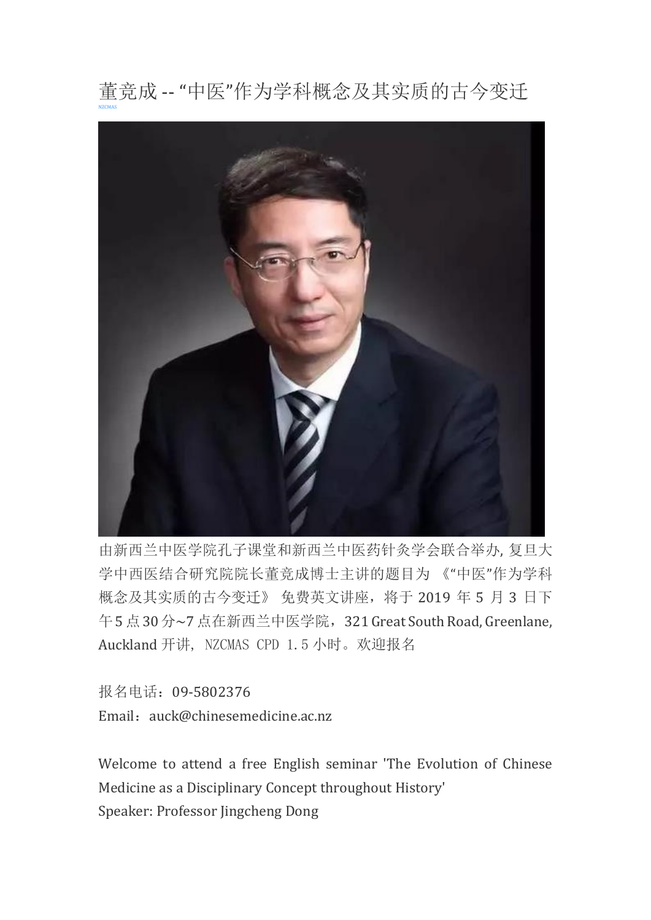# 董竞成 -- “中医”作为学科概念及其实质的古今变迁

NZCMAS

由新西兰中医学院孔子课堂和新西兰中医药针灸学会联合举办, 复旦大学中西医结合研究院院长董竞成博士主讲的题目为 《“中医”作为学科概念及其实质的古今变迁》 免费英文讲座，将于 2019 年 5 月 3 日下午 5 点 30 分~7 点在新西兰中医学院，321 Great South Road, Greenlane, Auckland 开讲, NZCMAS CPD 1.5 小时。欢迎报名

报名电话：09-5802376

Email：auck@chinesemedicine.ac.nz

Welcome to attend a free English seminar 'The Evolution of Chinese Medicine as a Disciplinary Concept throughout History'

Speaker: Professor Jingcheng Dong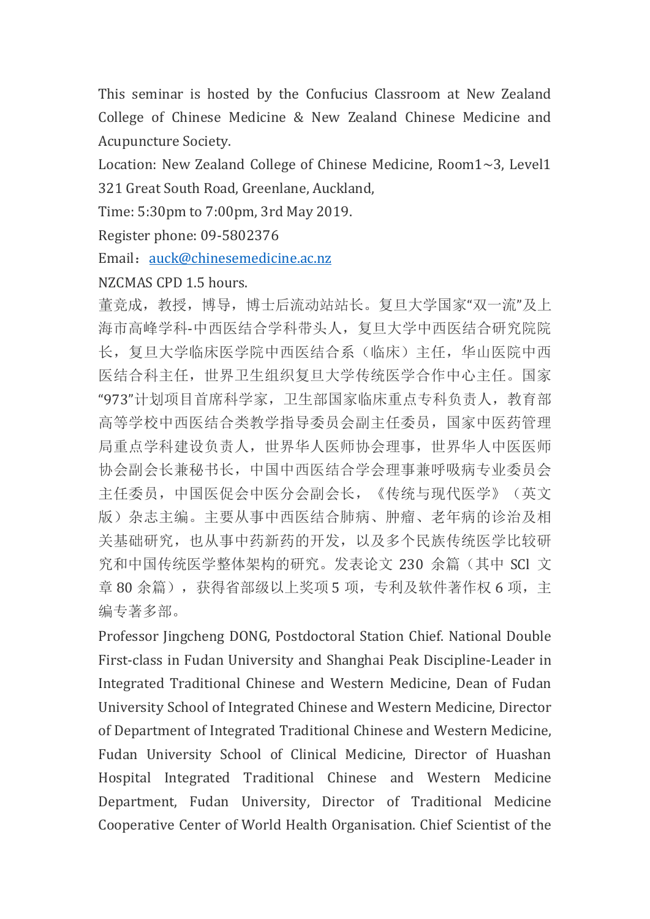This seminar is hosted by the Confucius Classroom at New Zealand College of Chinese Medicine & New Zealand Chinese Medicine and Acupuncture Society.

Location: New Zealand College of Chinese Medicine, Room1~3, Level1 321 Great South Road, Greenlane, Auckland,

Time: 5:30pm to 7:00pm, 3rd May 2019.

Register phone: 09-5802376

Email：auck@chinesemedicine.ac.nz

NZCMAS CPD 1.5 hours.

董竞成，教授，博导，博士后流动站站长。复旦大学国家"双一流"及上海市高峰学科-中西医结合学科带头人，复旦大学中西医结合研究院院长，复旦大学临床医学院中西医结合系（临床）主任，华山医院中西医结合科主任，世界卫生组织复旦大学传统医学合作中心主任。国家"973"计划项目首席科学家，卫生部国家临床重点专科负责人，教育部高等学校中西医结合类教学指导委员会副主任委员，国家中医药管理局重点学科建设负责人，世界华人医师协会理事，世界华人中医医师协会副会长兼秘书长，中国中西医结合学会理事兼呼吸病专业委员会主任委员，中国医促会中医分会副会长，《传统与现代医学》（英文版）杂志主编。主要从事中西医结合肺病、肿瘤、老年病的诊治及相关基础研究，也从事中药新药的开发，以及多个民族传统医学比较研究和中国传统医学整体架构的研究。发表论文 230 余篇（其中 SCI 文章 80 余篇），获得省部级以上奖项 5 项，专利及软件著作权 6 项，主编专著多部。

Professor Jingcheng DONG, Postdoctoral Station Chief. National Double First-class in Fudan University and Shanghai Peak Discipline-Leader in Integrated Traditional Chinese and Western Medicine, Dean of Fudan University School of Integrated Chinese and Western Medicine, Director of Department of Integrated Traditional Chinese and Western Medicine, Fudan University School of Clinical Medicine, Director of Huashan Hospital Integrated Traditional Chinese and Western Medicine Department, Fudan University, Director of Traditional Medicine Cooperative Center of World Health Organisation. Chief Scientist of the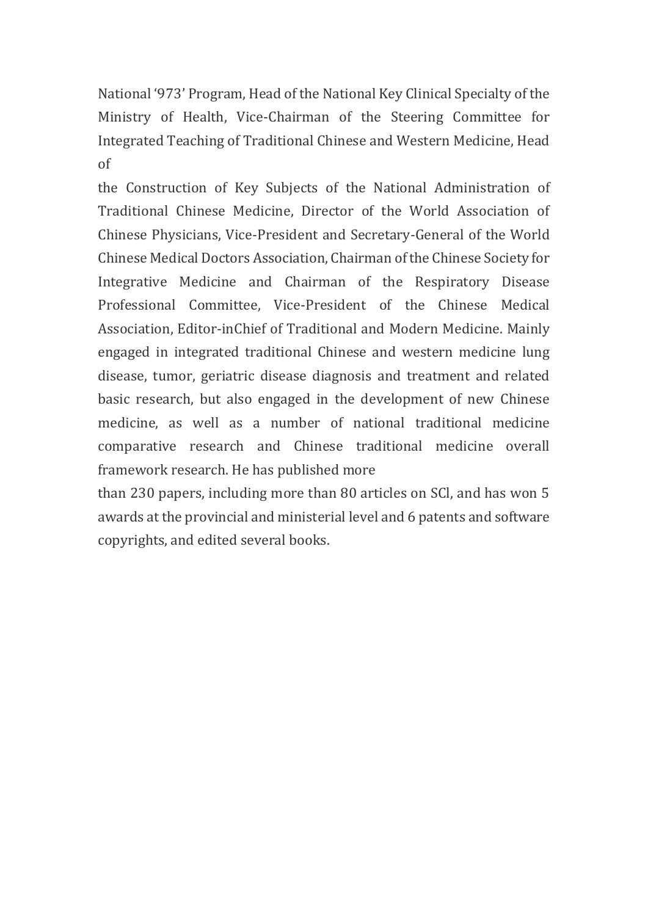National '973' Program, Head of the National Key Clinical Specialty of the Ministry of Health, Vice-Chairman of the Steering Committee for Integrated Teaching of Traditional Chinese and Western Medicine, Head of the Construction of Key Subjects of the National Administration of Traditional Chinese Medicine, Director of the World Association of Chinese Physicians, Vice-President and Secretary-General of the World Chinese Medical Doctors Association, Chairman of the Chinese Society for Integrative Medicine and Chairman of the Respiratory Disease Professional Committee, Vice-President of the Chinese Medical Association, Editor-inChief of Traditional and Modern Medicine. Mainly engaged in integrated traditional Chinese and western medicine lung disease, tumor, geriatric disease diagnosis and treatment and related basic research, but also engaged in the development of new Chinese medicine, as well as a number of national traditional medicine comparative research and Chinese traditional medicine overall framework research. He has published more than 230 papers, including more than 80 articles on SCl, and has won 5 awards at the provincial and ministerial level and 6 patents and software copyrights, and edited several books.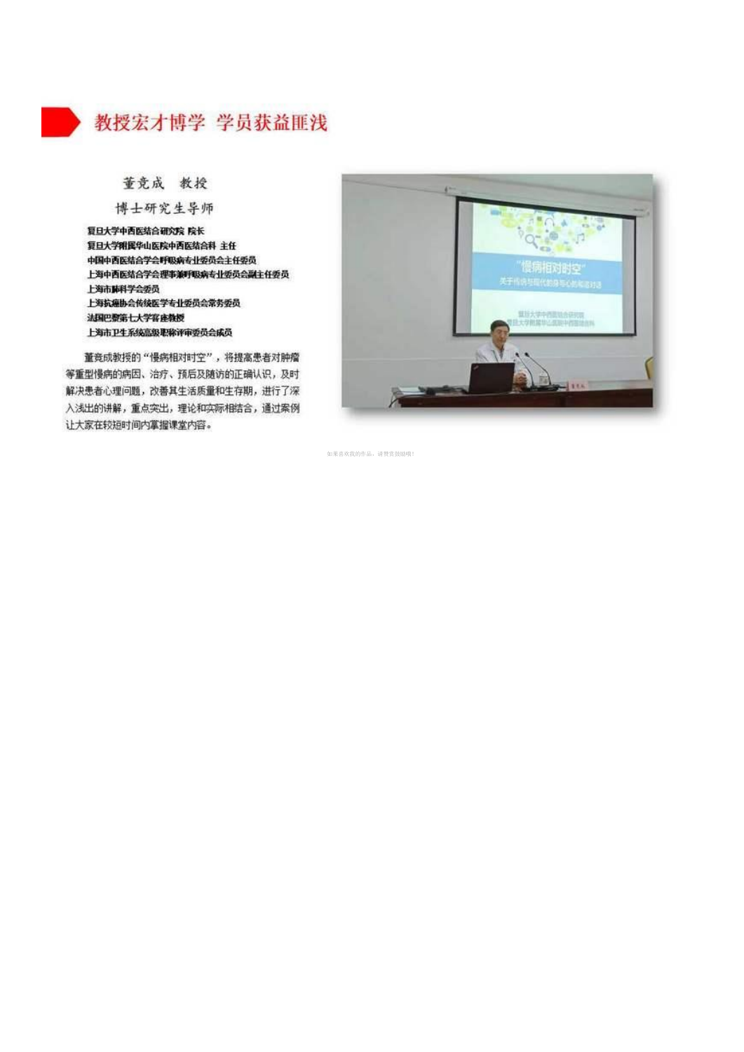## 教授宏才博学 学员获益匪浅

董竞成 教授

博士研究生导师

复旦大学中西医结合研究院 院长
复旦大学附属华山医院中西医结合科 主任
中国中西医结合学会呼吸病专业委员会主任委员
上海中西医结合学会理事兼呼吸病专业委员会副主任委员
上海市肺科学会委员
上海抗癌协会传统医学专业委员会常务委员
法国巴黎第七大学客座教授
上海市卫生系统高级职称评审委员会成员

董竞成教授的"慢病相对时空"，将提高患者对肿瘤等重型慢病的病因、治疗、预后及随访的正确认识，及时解决患者心理问题，改善其生活质量和生存期，进行了深入浅出的讲解，重点突出，理论和实际相结合，通过案例让大家在较短时间内掌握课堂内容。

如果喜欢我的作品，请赞赏鼓励！